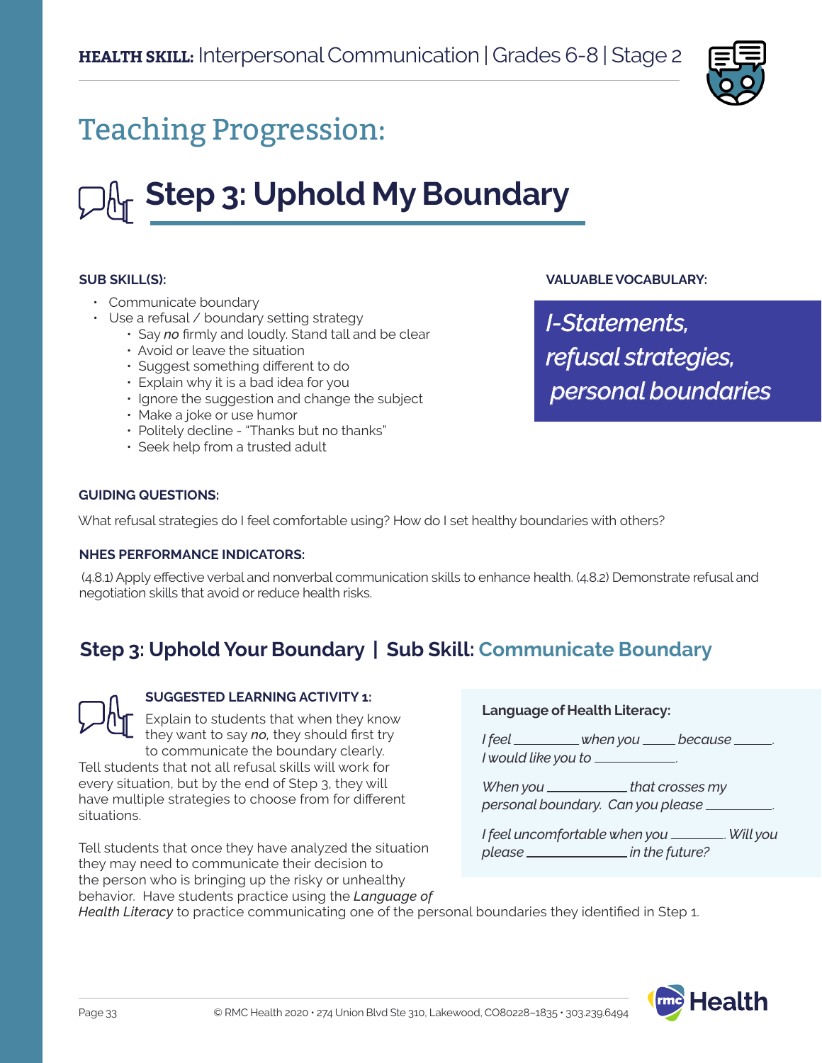**HEALTH SKILL:** Interpersonal Communication | Grades 6-8 | Stage 2

# Teaching Progression:

## Step 3: Uphold My Boundary

**SUB SKILL(S):**

- Communicate boundary
- Use a refusal / boundary setting strategy
  - Say ***no*** firmly and loudly. Stand tall and be clear
  - Avoid or leave the situation
  - Suggest something different to do
  - Explain why it is a bad idea for you
  - Ignore the suggestion and change the subject
  - Make a joke or use humor
  - Politely decline - "Thanks but no thanks"
  - Seek help from a trusted adult

**VALUABLE VOCABULARY:**

***I-Statements, refusal strategies, personal boundaries***

**GUIDING QUESTIONS:**

What refusal strategies do I feel comfortable using? How do I set healthy boundaries with others?

**NHES PERFORMANCE INDICATORS:**

(4.8.1) Apply effective verbal and nonverbal communication skills to enhance health. (4.8.2) Demonstrate refusal and negotiation skills that avoid or reduce health risks.

### Step 3: Uphold Your Boundary | Sub Skill: Communicate Boundary

**SUGGESTED LEARNING ACTIVITY 1:**

Explain to students that when they know they want to say *no,* they should first try to communicate the boundary clearly. Tell students that not all refusal skills will work for every situation, but by the end of Step 3, they will have multiple strategies to choose from for different situations.

Tell students that once they have analyzed the situation they may need to communicate their decision to the person who is bringing up the risky or unhealthy behavior. Have students practice using the ***Language of Health Literacy*** to practice communicating one of the personal boundaries they identified in Step 1.

**Language of Health Literacy:**

*I feel \_\_\_\_\_\_\_\_ when you \_\_\_\_\_ because \_\_\_\_\_. I would like you to \_\_\_\_\_\_\_\_\_\_.*

*When you \_\_\_\_\_\_\_\_\_\_ that crosses my personal boundary. Can you please \_\_\_\_\_\_\_\_\_.*

*I feel uncomfortable when you \_\_\_\_\_\_\_. Will you please \_\_\_\_\_\_\_\_\_\_\_\_ in the future?*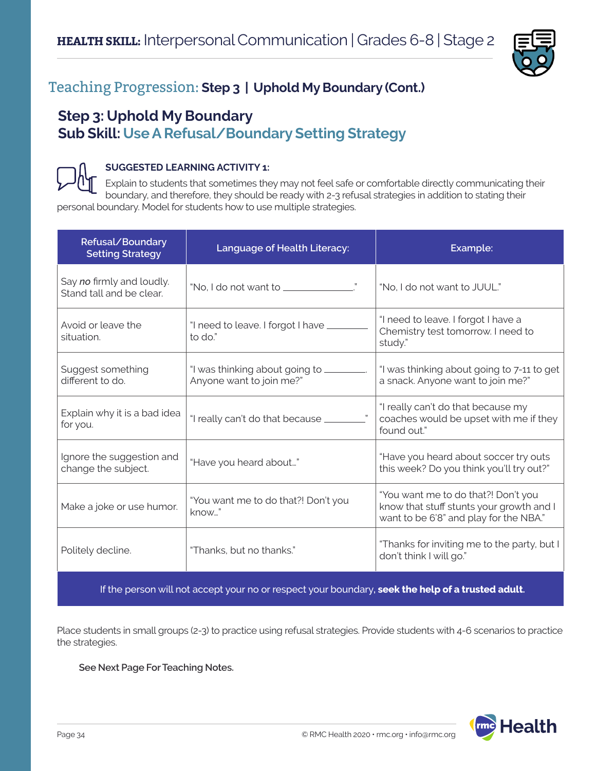**HEALTH SKILL:** Interpersonal Communication | Grades 6-8 | Stage 2

## Teaching Progression: **Step 3 | Uphold My Boundary (Cont.)**

### Step 3: Uphold My Boundary
### Sub Skill: Use A Refusal/Boundary Setting Strategy

**SUGGESTED LEARNING ACTIVITY 1:**

Explain to students that sometimes they may not feel safe or comfortable directly communicating their boundary, and therefore, they should be ready with 2-3 refusal strategies in addition to stating their personal boundary. Model for students how to use multiple strategies.

| Refusal/Boundary Setting Strategy | Language of Health Literacy: | Example: |
|---|---|---|
| Say *no* firmly and loudly. Stand tall and be clear. | "No, I do not want to _____________." | "No, I do not want to JUUL." |
| Avoid or leave the situation. | "I need to leave. I forgot I have ________ to do." | "I need to leave. I forgot I have a Chemistry test tomorrow. I need to study." |
| Suggest something different to do. | "I was thinking about going to ________. Anyone want to join me?" | "I was thinking about going to 7-11 to get a snack. Anyone want to join me?" |
| Explain why it is a bad idea for you. | "I really can't do that because ________." | "I really can't do that because my coaches would be upset with me if they found out." |
| Ignore the suggestion and change the subject. | "Have you heard about..." | "Have you heard about soccer try outs this week? Do you think you'll try out?" |
| Make a joke or use humor. | "You want me to do that?! Don't you know..." | "You want me to do that?! Don't you know that stuff stunts your growth and I want to be 6'8" and play for the NBA." |
| Politely decline. | "Thanks, but no thanks." | "Thanks for inviting me to the party, but I don't think I will go." |
| If the person will not accept your no or respect your boundary, **seek the help of a trusted adult.** | | |

Place students in small groups (2-3) to practice using refusal strategies. Provide students with 4-6 scenarios to practice the strategies.

**See Next Page For Teaching Notes.**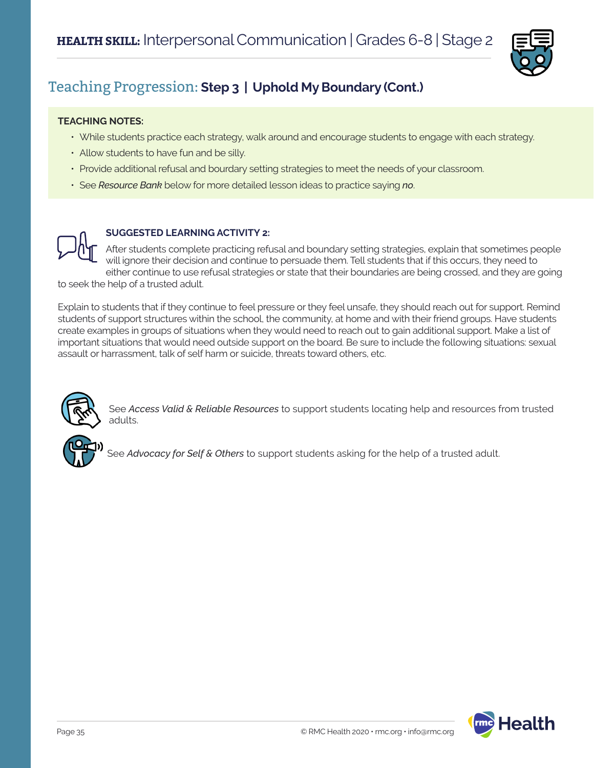## HEALTH SKILL: Interpersonal Communication | Grades 6-8 | Stage 2

# Teaching Progression: **Step 3 | Uphold My Boundary (Cont.)**

**TEACHING NOTES:**

- While students practice each strategy, walk around and encourage students to engage with each strategy.
- Allow students to have fun and be silly.
- Provide additional refusal and bourdary setting strategies to meet the needs of your classroom.
- See *Resource Bank* below for more detailed lesson ideas to practice saying ***no***.

**SUGGESTED LEARNING ACTIVITY 2:**

After students complete practicing refusal and boundary setting strategies, explain that sometimes people will ignore their decision and continue to persuade them. Tell students that if this occurs, they need to either continue to use refusal strategies or state that their boundaries are being crossed, and they are going to seek the help of a trusted adult.

Explain to students that if they continue to feel pressure or they feel unsafe, they should reach out for support. Remind students of support structures within the school, the community, at home and with their friend groups. Have students create examples in groups of situations when they would need to reach out to gain additional support. Make a list of important situations that would need outside support on the board. Be sure to include the following situations: sexual assault or harrassment, talk of self harm or suicide, threats toward others, etc.

See *Access Valid & Reliable Resources* to support students locating help and resources from trusted adults.

See *Advocacy for Self & Others* to support students asking for the help of a trusted adult.